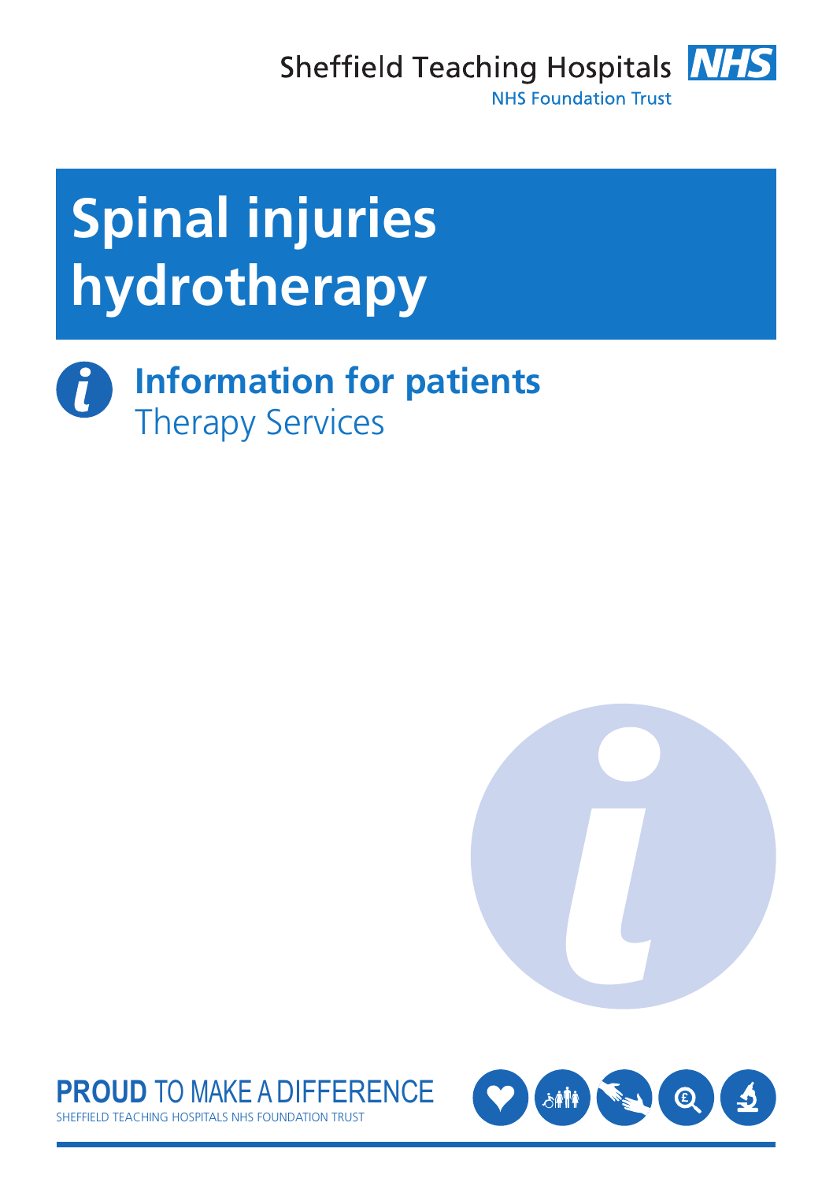Sheffield Teaching Hospitals NHS Foundation Trust

# Spinal injuries hydrotherapy

## Information for patients
Therapy Services

**PROUD** TO MAKE A DIFFERENCE
SHEFFIELD TEACHING HOSPITALS NHS FOUNDATION TRUST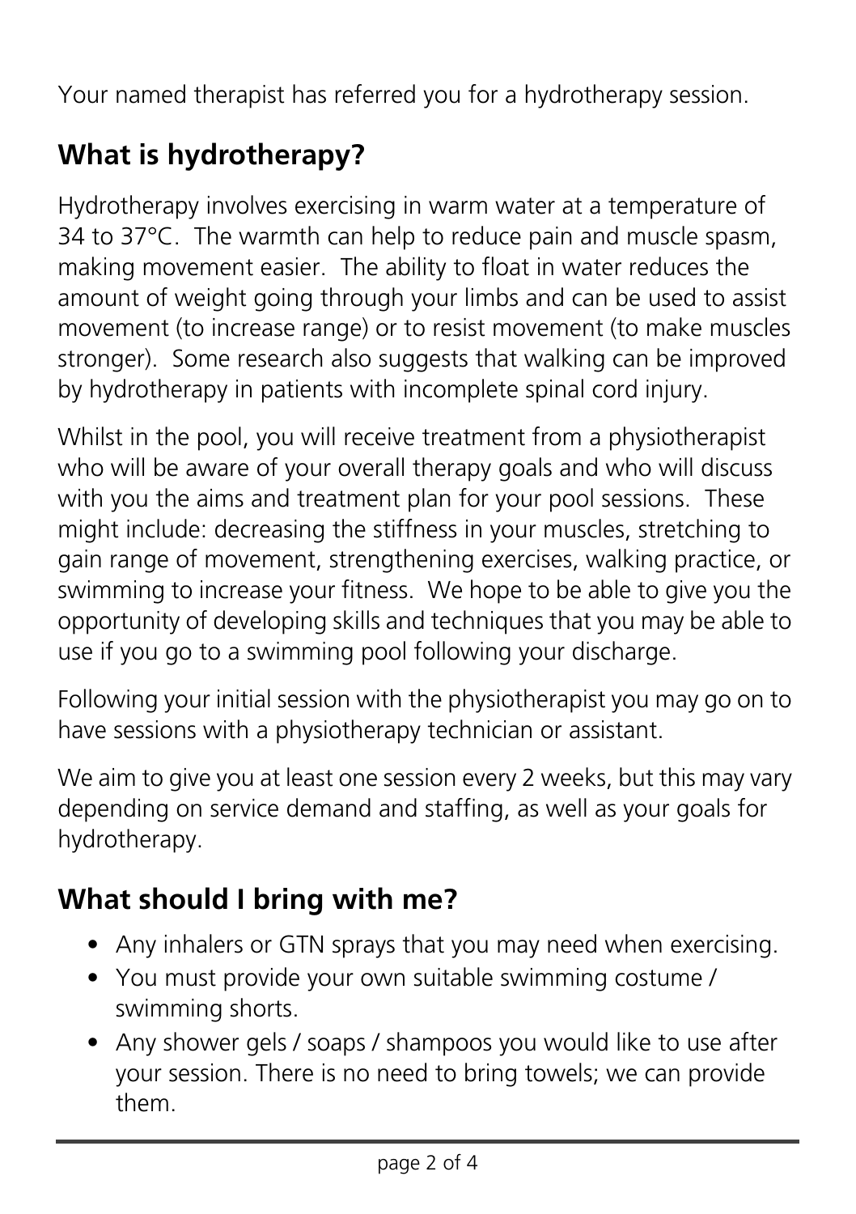Your named therapist has referred you for a hydrotherapy session.

## What is hydrotherapy?

Hydrotherapy involves exercising in warm water at a temperature of 34 to 37°C. The warmth can help to reduce pain and muscle spasm, making movement easier. The ability to float in water reduces the amount of weight going through your limbs and can be used to assist movement (to increase range) or to resist movement (to make muscles stronger). Some research also suggests that walking can be improved by hydrotherapy in patients with incomplete spinal cord injury.

Whilst in the pool, you will receive treatment from a physiotherapist who will be aware of your overall therapy goals and who will discuss with you the aims and treatment plan for your pool sessions. These might include: decreasing the stiffness in your muscles, stretching to gain range of movement, strengthening exercises, walking practice, or swimming to increase your fitness. We hope to be able to give you the opportunity of developing skills and techniques that you may be able to use if you go to a swimming pool following your discharge.

Following your initial session with the physiotherapist you may go on to have sessions with a physiotherapy technician or assistant.

We aim to give you at least one session every 2 weeks, but this may vary depending on service demand and staffing, as well as your goals for hydrotherapy.

## What should I bring with me?

- Any inhalers or GTN sprays that you may need when exercising.
- You must provide your own suitable swimming costume / swimming shorts.
- Any shower gels / soaps / shampoos you would like to use after your session. There is no need to bring towels; we can provide them.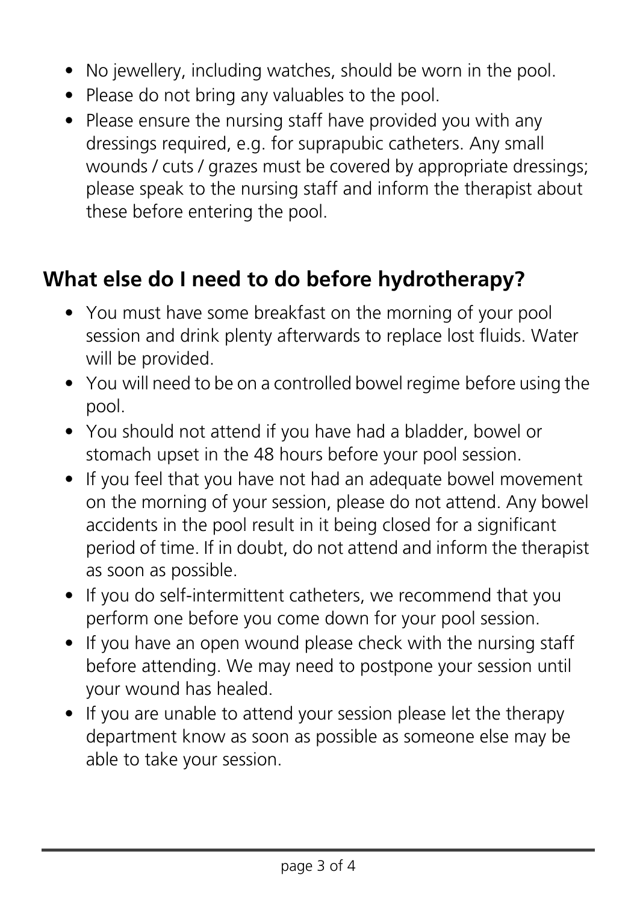- No jewellery, including watches, should be worn in the pool.
- Please do not bring any valuables to the pool.
- Please ensure the nursing staff have provided you with any dressings required, e.g. for suprapubic catheters. Any small wounds / cuts / grazes must be covered by appropriate dressings; please speak to the nursing staff and inform the therapist about these before entering the pool.

## What else do I need to do before hydrotherapy?

- You must have some breakfast on the morning of your pool session and drink plenty afterwards to replace lost fluids. Water will be provided.
- You will need to be on a controlled bowel regime before using the pool.
- You should not attend if you have had a bladder, bowel or stomach upset in the 48 hours before your pool session.
- If you feel that you have not had an adequate bowel movement on the morning of your session, please do not attend. Any bowel accidents in the pool result in it being closed for a significant period of time. If in doubt, do not attend and inform the therapist as soon as possible.
- If you do self-intermittent catheters, we recommend that you perform one before you come down for your pool session.
- If you have an open wound please check with the nursing staff before attending. We may need to postpone your session until your wound has healed.
- If you are unable to attend your session please let the therapy department know as soon as possible as someone else may be able to take your session.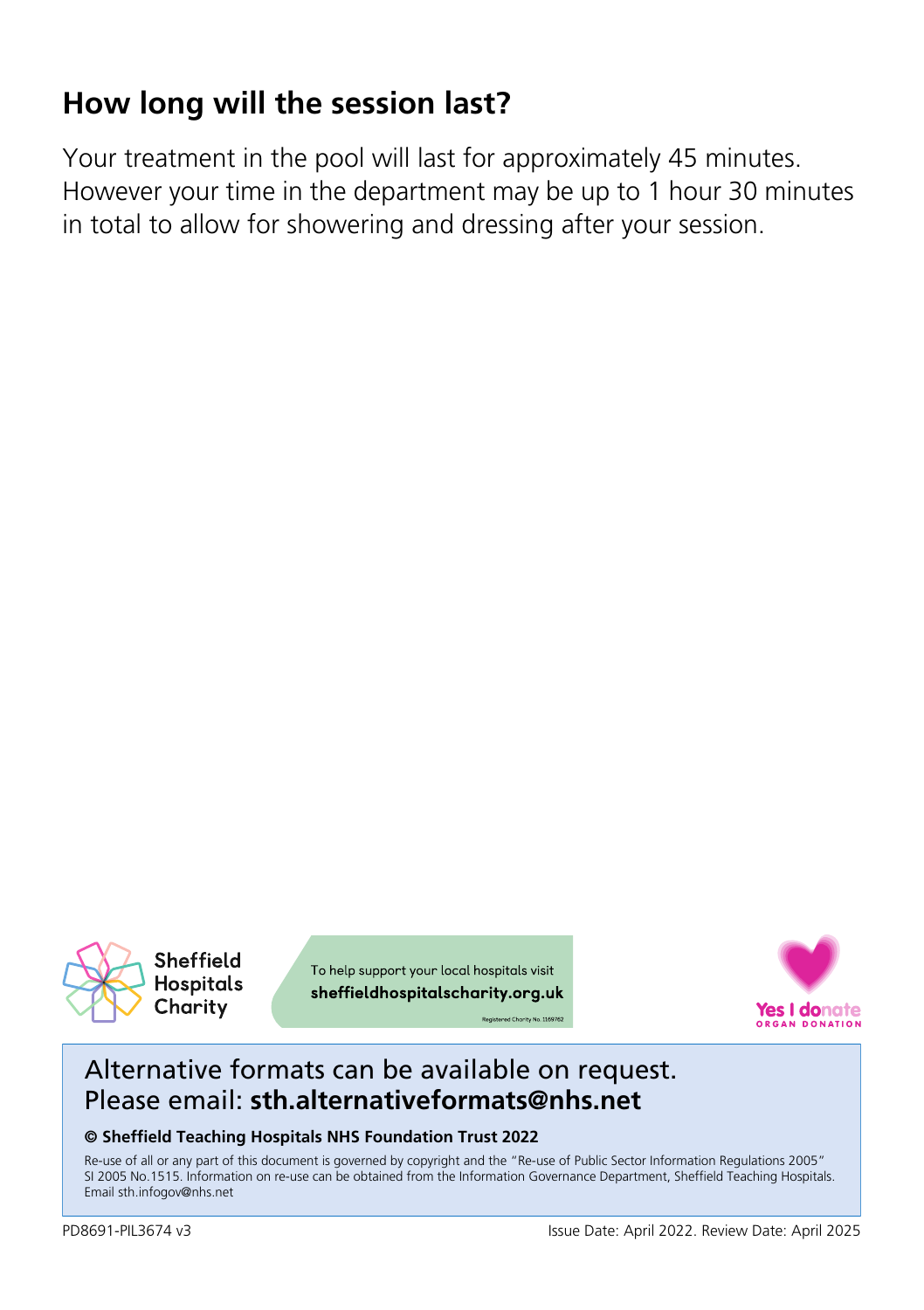## How long will the session last?

Your treatment in the pool will last for approximately 45 minutes. However your time in the department may be up to 1 hour 30 minutes in total to allow for showering and dressing after your session.

Sheffield Hospitals Charity

To help support your local hospitals visit **sheffieldhospitalscharity.org.uk**

Registered Charity No. 1169762

Yes I donate ORGAN DONATION

Alternative formats can be available on request. Please email: **sth.alternativeformats@nhs.net**

**© Sheffield Teaching Hospitals NHS Foundation Trust 2022**

Re-use of all or any part of this document is governed by copyright and the "Re-use of Public Sector Information Regulations 2005" SI 2005 No.1515. Information on re-use can be obtained from the Information Governance Department, Sheffield Teaching Hospitals. Email sth.infogov@nhs.net

PD8691-PIL3674 v3

Issue Date: April 2022. Review Date: April 2025